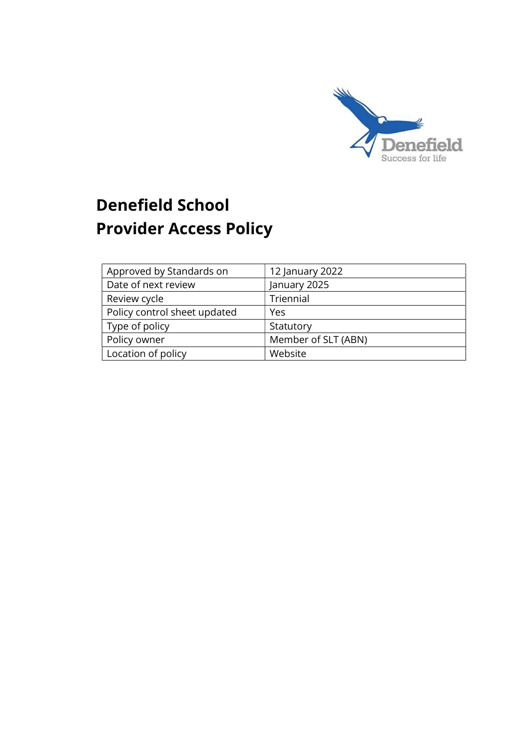# Denefield School
# Provider Access Policy

| Approved by Standards on | 12 January 2022 |
| --- | --- |
| Date of next review | January 2025 |
| Review cycle | Triennial |
| Policy control sheet updated | Yes |
| Type of policy | Statutory |
| Policy owner | Member of SLT (ABN) |
| Location of policy | Website |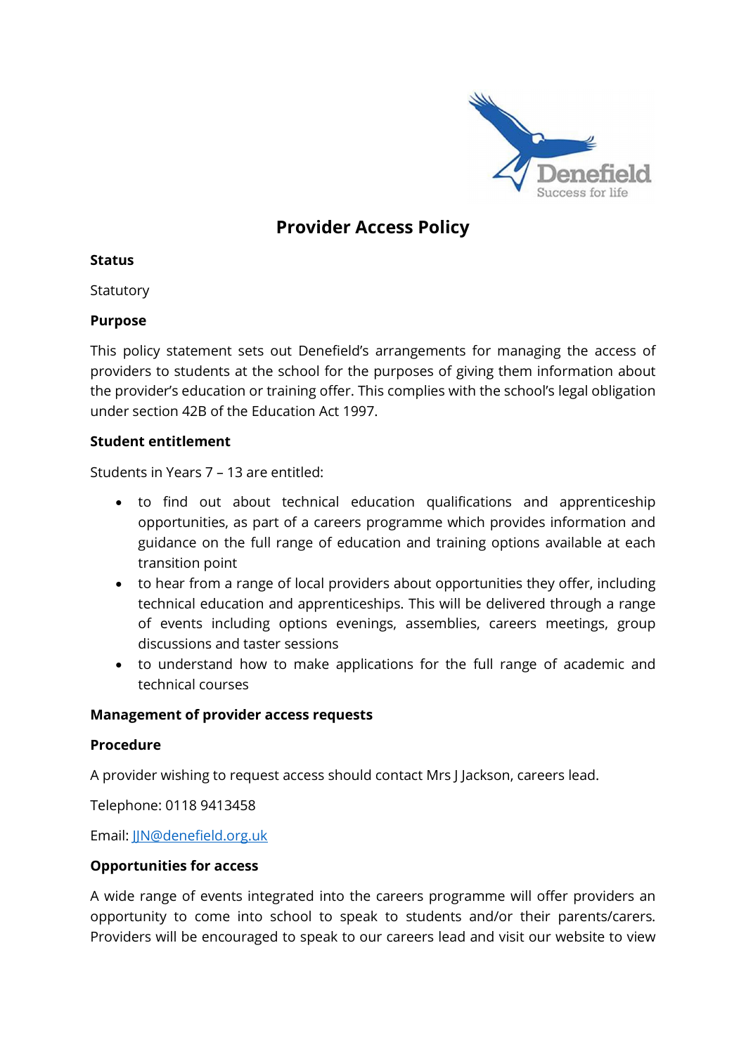# Provider Access Policy

**Status**

Statutory

**Purpose**

This policy statement sets out Denefield's arrangements for managing the access of providers to students at the school for the purposes of giving them information about the provider's education or training offer. This complies with the school's legal obligation under section 42B of the Education Act 1997.

**Student entitlement**

Students in Years 7 – 13 are entitled:

- to find out about technical education qualifications and apprenticeship opportunities, as part of a careers programme which provides information and guidance on the full range of education and training options available at each transition point
- to hear from a range of local providers about opportunities they offer, including technical education and apprenticeships. This will be delivered through a range of events including options evenings, assemblies, careers meetings, group discussions and taster sessions
- to understand how to make applications for the full range of academic and technical courses

**Management of provider access requests**

**Procedure**

A provider wishing to request access should contact Mrs J Jackson, careers lead.

Telephone: 0118 9413458

Email: JJN@denefield.org.uk

**Opportunities for access**

A wide range of events integrated into the careers programme will offer providers an opportunity to come into school to speak to students and/or their parents/carers. Providers will be encouraged to speak to our careers lead and visit our website to view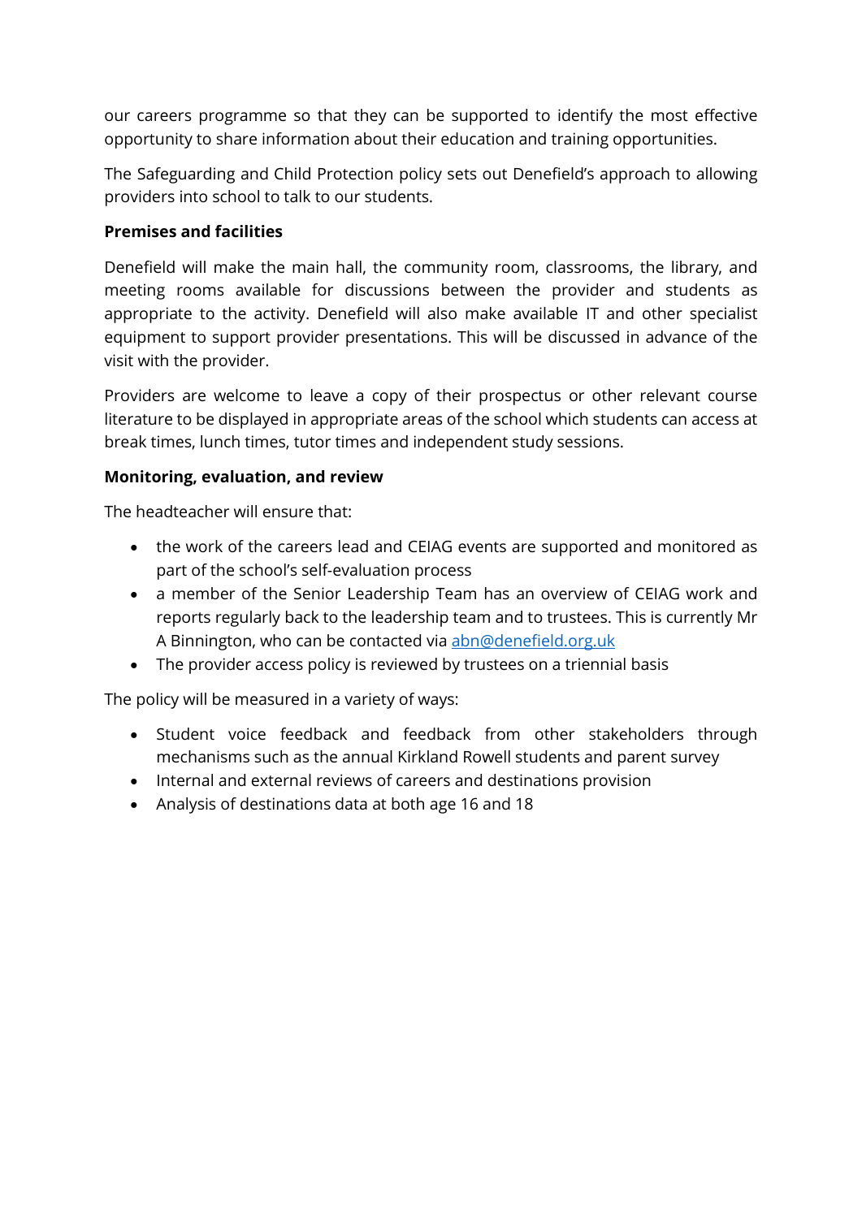our careers programme so that they can be supported to identify the most effective opportunity to share information about their education and training opportunities.

The Safeguarding and Child Protection policy sets out Denefield's approach to allowing providers into school to talk to our students.

**Premises and facilities**

Denefield will make the main hall, the community room, classrooms, the library, and meeting rooms available for discussions between the provider and students as appropriate to the activity. Denefield will also make available IT and other specialist equipment to support provider presentations. This will be discussed in advance of the visit with the provider.

Providers are welcome to leave a copy of their prospectus or other relevant course literature to be displayed in appropriate areas of the school which students can access at break times, lunch times, tutor times and independent study sessions.

**Monitoring, evaluation, and review**

The headteacher will ensure that:

- the work of the careers lead and CEIAG events are supported and monitored as part of the school's self-evaluation process
- a member of the Senior Leadership Team has an overview of CEIAG work and reports regularly back to the leadership team and to trustees. This is currently Mr A Binnington, who can be contacted via abn@denefield.org.uk
- The provider access policy is reviewed by trustees on a triennial basis

The policy will be measured in a variety of ways:

- Student voice feedback and feedback from other stakeholders through mechanisms such as the annual Kirkland Rowell students and parent survey
- Internal and external reviews of careers and destinations provision
- Analysis of destinations data at both age 16 and 18